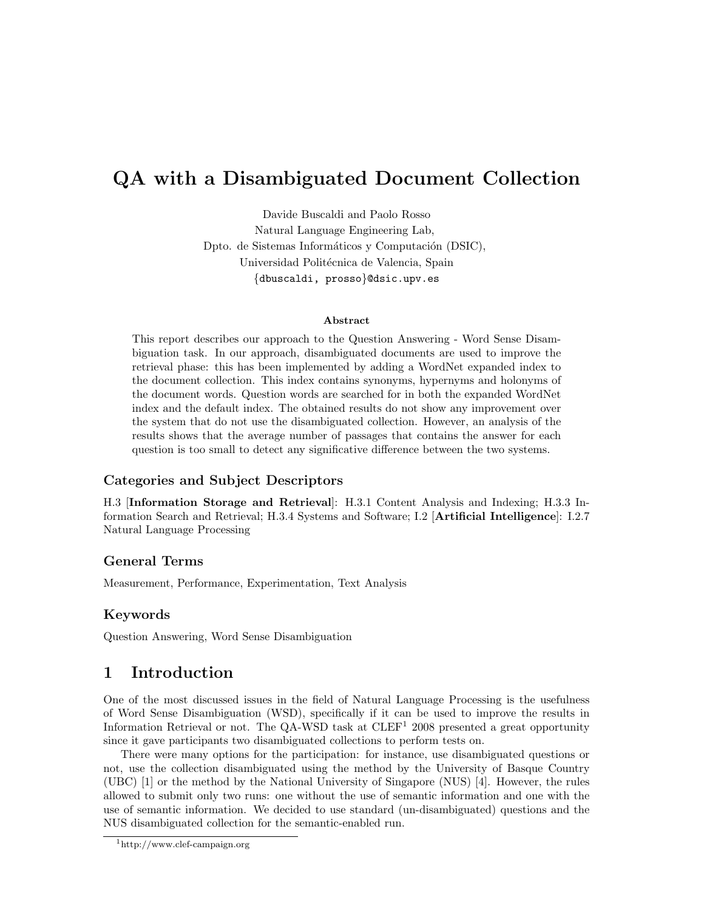# QA with a Disambiguated Document Collection

Davide Buscaldi and Paolo Rosso
Natural Language Engineering Lab,
Dpto. de Sistemas Informáticos y Computación (DSIC),
Universidad Politécnica de Valencia, Spain
{dbuscaldi, prosso}@dsic.upv.es

### Abstract

This report describes our approach to the Question Answering - Word Sense Disambiguation task. In our approach, disambiguated documents are used to improve the retrieval phase: this has been implemented by adding a WordNet expanded index to the document collection. This index contains synonyms, hypernyms and holonyms of the document words. Question words are searched for in both the expanded WordNet index and the default index. The obtained results do not show any improvement over the system that do not use the disambiguated collection. However, an analysis of the results shows that the average number of passages that contains the answer for each question is too small to detect any significative difference between the two systems.

### Categories and Subject Descriptors

H.3 [**Information Storage and Retrieval**]: H.3.1 Content Analysis and Indexing; H.3.3 Information Search and Retrieval; H.3.4 Systems and Software; I.2 [**Artificial Intelligence**]: I.2.7 Natural Language Processing

### General Terms

Measurement, Performance, Experimentation, Text Analysis

### Keywords

Question Answering, Word Sense Disambiguation

## 1 Introduction

One of the most discussed issues in the field of Natural Language Processing is the usefulness of Word Sense Disambiguation (WSD), specifically if it can be used to improve the results in Information Retrieval or not. The QA-WSD task at CLEF[1] 2008 presented a great opportunity since it gave participants two disambiguated collections to perform tests on.

There were many options for the participation: for instance, use disambiguated questions or not, use the collection disambiguated using the method by the University of Basque Country (UBC) [1] or the method by the National University of Singapore (NUS) [4]. However, the rules allowed to submit only two runs: one without the use of semantic information and one with the use of semantic information. We decided to use standard (un-disambiguated) questions and the NUS disambiguated collection for the semantic-enabled run.

[1] http://www.clef-campaign.org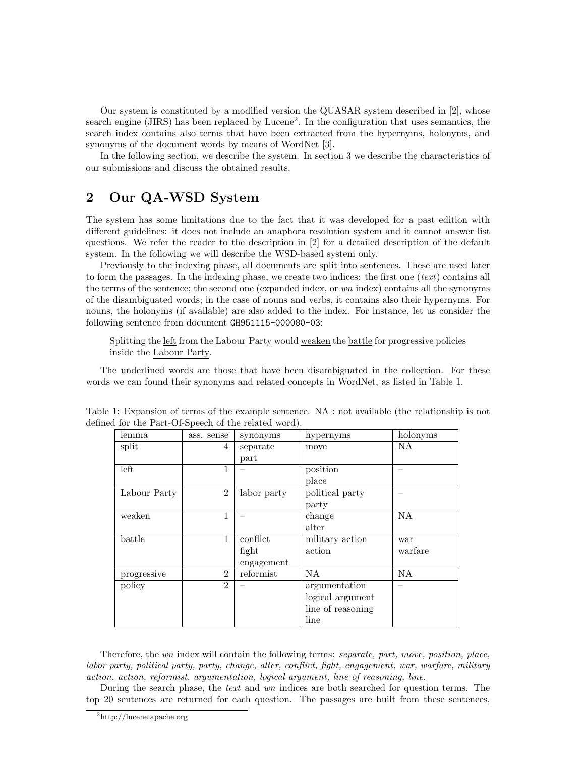Our system is constituted by a modified version the QUASAR system described in [2], whose search engine (JIRS) has been replaced by Lucene[2]. In the configuration that uses semantics, the search index contains also terms that have been extracted from the hypernyms, holonyms, and synonyms of the document words by means of WordNet [3].

In the following section, we describe the system. In section 3 we describe the characteristics of our submissions and discuss the obtained results.

## 2 Our QA-WSD System

The system has some limitations due to the fact that it was developed for a past edition with different guidelines: it does not include an anaphora resolution system and it cannot answer list questions. We refer the reader to the description in [2] for a detailed description of the default system. In the following we will describe the WSD-based system only.

Previously to the indexing phase, all documents are split into sentences. These are used later to form the passages. In the indexing phase, we create two indices: the first one (*text*) contains all the terms of the sentence; the second one (expanded index, or *wn* index) contains all the synonyms of the disambiguated words; in the case of nouns and verbs, it contains also their hypernyms. For nouns, the holonyms (if available) are also added to the index. For instance, let us consider the following sentence from document `GH951115-000080-03`:

> <u>Splitting</u> the <u>left</u> from the <u>Labour Party</u> would <u>weaken</u> the <u>battle</u> for <u>progressive</u> <u>policies</u> inside the <u>Labour Party</u>.

The underlined words are those that have been disambiguated in the collection. For these words we can found their synonyms and related concepts in WordNet, as listed in Table 1.

Table 1: Expansion of terms of the example sentence. NA : not available (the relationship is not defined for the Part-Of-Speech of the related word).

| lemma | ass. sense | synonyms | hypernyms | holonyms |
|---|---|---|---|---|
| split | 4 | separate<br>part | move | NA |
| left | 1 | – | position<br>place | – |
| Labour Party | 2 | labor party | political party<br>party | – |
| weaken | 1 | – | change<br>alter | NA |
| battle | 1 | conflict<br>fight<br>engagement | military action<br>action | war<br>warfare |
| progressive | 2 | reformist | NA | NA |
| policy | 2 | – | argumentation<br>logical argument<br>line of reasoning<br>line | – |

Therefore, the *wn* index will contain the following terms: *separate, part, move, position, place, labor party, political party, party, change, alter, conflict, fight, engagement, war, warfare, military action, action, reformist, argumentation, logical argument, line of reasoning, line.*

During the search phase, the *text* and *wn* indices are both searched for question terms. The top 20 sentences are returned for each question. The passages are built from these sentences,

[2] http://lucene.apache.org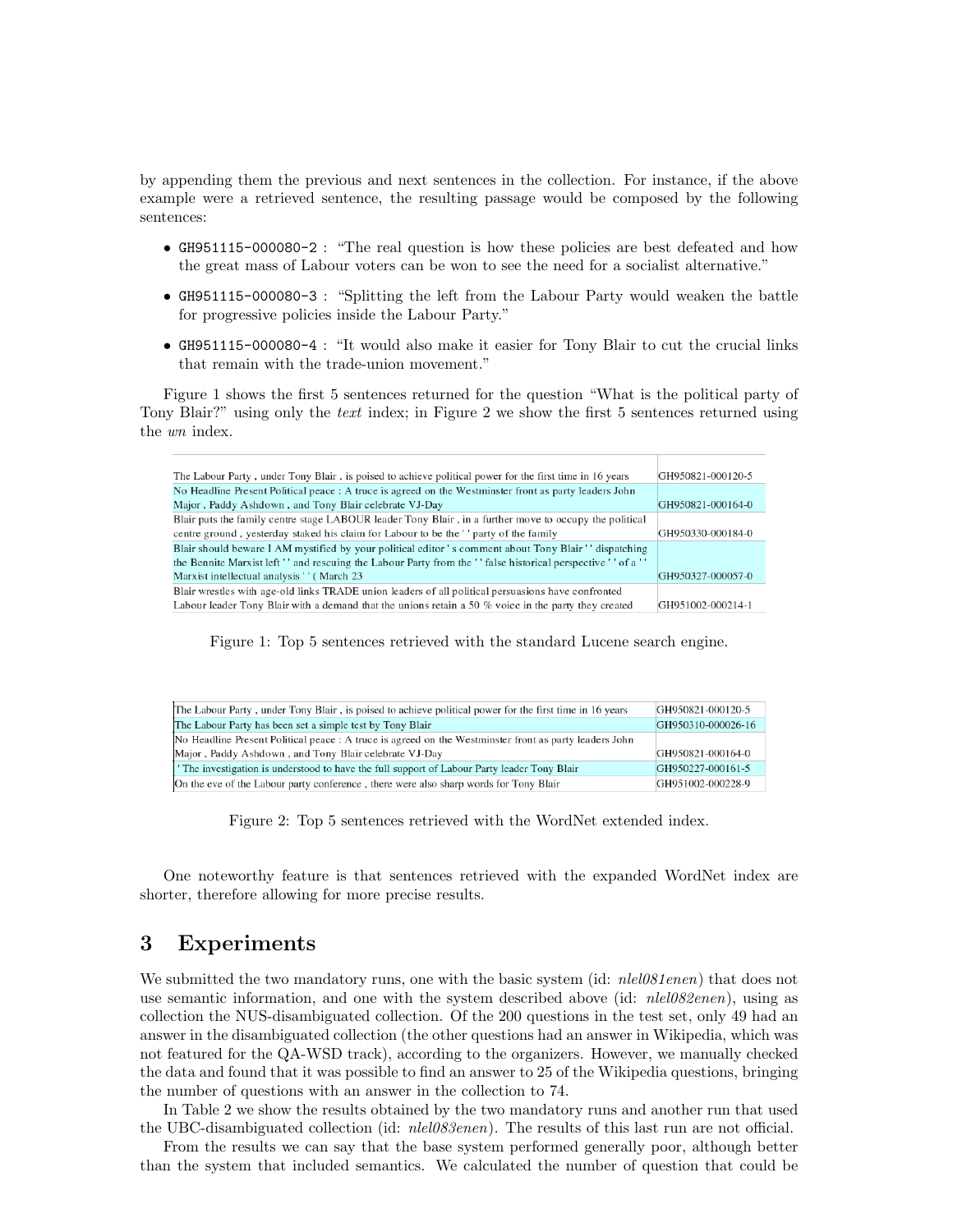by appending them the previous and next sentences in the collection. For instance, if the above example were a retrieved sentence, the resulting passage would be composed by the following sentences:

- `GH951115-000080-2` : "The real question is how these policies are best defeated and how the great mass of Labour voters can be won to see the need for a socialist alternative."
- `GH951115-000080-3` : "Splitting the left from the Labour Party would weaken the battle for progressive policies inside the Labour Party."
- `GH951115-000080-4` : "It would also make it easier for Tony Blair to cut the crucial links that remain with the trade-union movement."

Figure 1 shows the first 5 sentences returned for the question "What is the political party of Tony Blair?" using only the *text* index; in Figure 2 we show the first 5 sentences returned using the *wn* index.

| | |
|---|---|
| The Labour Party , under Tony Blair , is poised to achieve political power for the first time in 16 years | GH950821-000120-5 |
| No Headline Present Political peace : A truce is agreed on the Westminster front as party leaders John Major , Paddy Ashdown , and Tony Blair celebrate VJ-Day | GH950821-000164-0 |
| Blair puts the family centre stage LABOUR leader Tony Blair , in a further move to occupy the political centre ground , yesterday staked his claim for Labour to be the ' ' party of the family | GH950330-000184-0 |
| Blair should beware I AM mystified by your political editor ' s comment about Tony Blair ' ' dispatching the Bennite Marxist left ' ' and rescuing the Labour Party from the ' ' false historical perspective ' ' of a ' ' Marxist intellectual analysis ' ' ( March 23 | GH950327-000057-0 |
| Blair wrestles with age-old links TRADE union leaders of all political persuasions have confronted Labour leader Tony Blair with a demand that the unions retain a 50 % voice in the party they created | GH951002-000214-1 |

Figure 1: Top 5 sentences retrieved with the standard Lucene search engine.

| | |
|---|---|
| The Labour Party , under Tony Blair , is poised to achieve political power for the first time in 16 years | GH950821-000120-5 |
| The Labour Party has been set a simple test by Tony Blair | GH950310-000026-16 |
| No Headline Present Political peace : A truce is agreed on the Westminster front as party leaders John Major , Paddy Ashdown , and Tony Blair celebrate VJ-Day | GH950821-000164-0 |
| ' The investigation is understood to have the full support of Labour Party leader Tony Blair | GH950227-000161-5 |
| On the eve of the Labour party conference , there were also sharp words for Tony Blair | GH951002-000228-9 |

Figure 2: Top 5 sentences retrieved with the WordNet extended index.

One noteworthy feature is that sentences retrieved with the expanded WordNet index are shorter, therefore allowing for more precise results.

# 3 Experiments

We submitted the two mandatory runs, one with the basic system (id: *nlel081enen*) that does not use semantic information, and one with the system described above (id: *nlel082enen*), using as collection the NUS-disambiguated collection. Of the 200 questions in the test set, only 49 had an answer in the disambiguated collection (the other questions had an answer in Wikipedia, which was not featured for the QA-WSD track), according to the organizers. However, we manually checked the data and found that it was possible to find an answer to 25 of the Wikipedia questions, bringing the number of questions with an answer in the collection to 74.

In Table 2 we show the results obtained by the two mandatory runs and another run that used the UBC-disambiguated collection (id: *nlel083enen*). The results of this last run are not official.

From the results we can say that the base system performed generally poor, although better than the system that included semantics. We calculated the number of question that could be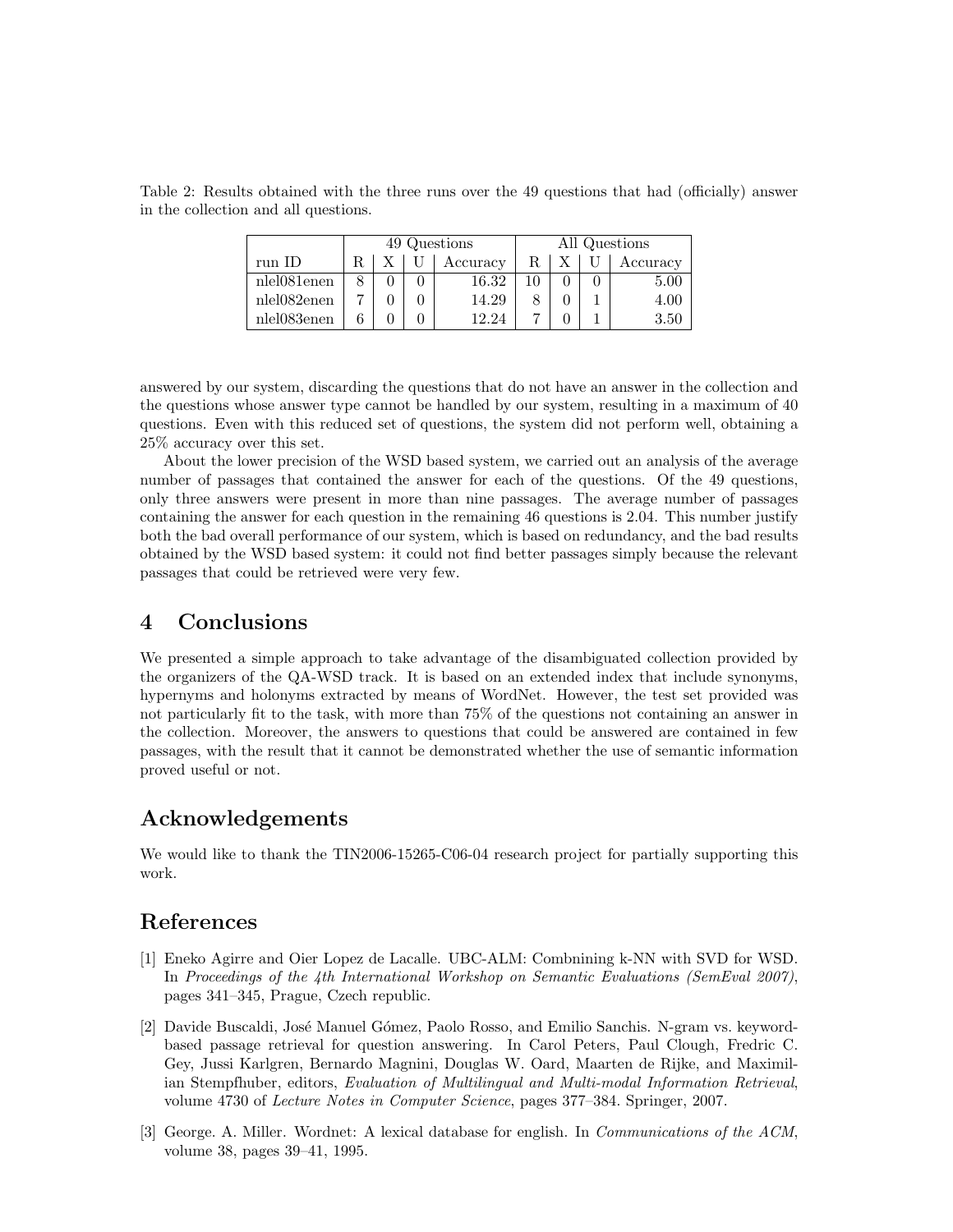Table 2: Results obtained with the three runs over the 49 questions that had (officially) answer in the collection and all questions.

| | 49 Questions | | | | All Questions | | | |
|---|---|---|---|---|---|---|---|---|
| run ID | R | X | U | Accuracy | R | X | U | Accuracy |
| nlel081enen | 8 | 0 | 0 | 16.32 | 10 | 0 | 0 | 5.00 |
| nlel082enen | 7 | 0 | 0 | 14.29 | 8 | 0 | 1 | 4.00 |
| nlel083enen | 6 | 0 | 0 | 12.24 | 7 | 0 | 1 | 3.50 |

answered by our system, discarding the questions that do not have an answer in the collection and the questions whose answer type cannot be handled by our system, resulting in a maximum of 40 questions. Even with this reduced set of questions, the system did not perform well, obtaining a 25% accuracy over this set.

About the lower precision of the WSD based system, we carried out an analysis of the average number of passages that contained the answer for each of the questions. Of the 49 questions, only three answers were present in more than nine passages. The average number of passages containing the answer for each question in the remaining 46 questions is 2.04. This number justify both the bad overall performance of our system, which is based on redundancy, and the bad results obtained by the WSD based system: it could not find better passages simply because the relevant passages that could be retrieved were very few.

## 4 Conclusions

We presented a simple approach to take advantage of the disambiguated collection provided by the organizers of the QA-WSD track. It is based on an extended index that include synonyms, hypernyms and holonyms extracted by means of WordNet. However, the test set provided was not particularly fit to the task, with more than 75% of the questions not containing an answer in the collection. Moreover, the answers to questions that could be answered are contained in few passages, with the result that it cannot be demonstrated whether the use of semantic information proved useful or not.

## Acknowledgements

We would like to thank the TIN2006-15265-C06-04 research project for partially supporting this work.

## References

[1] Eneko Agirre and Oier Lopez de Lacalle. UBC-ALM: Combnining k-NN with SVD for WSD. In *Proceedings of the 4th International Workshop on Semantic Evaluations (SemEval 2007)*, pages 341–345, Prague, Czech republic.

[2] Davide Buscaldi, José Manuel Gómez, Paolo Rosso, and Emilio Sanchis. N-gram vs. keyword-based passage retrieval for question answering. In Carol Peters, Paul Clough, Fredric C. Gey, Jussi Karlgren, Bernardo Magnini, Douglas W. Oard, Maarten de Rijke, and Maximilian Stempfhuber, editors, *Evaluation of Multilingual and Multi-modal Information Retrieval*, volume 4730 of *Lecture Notes in Computer Science*, pages 377–384. Springer, 2007.

[3] George. A. Miller. Wordnet: A lexical database for english. In *Communications of the ACM*, volume 38, pages 39–41, 1995.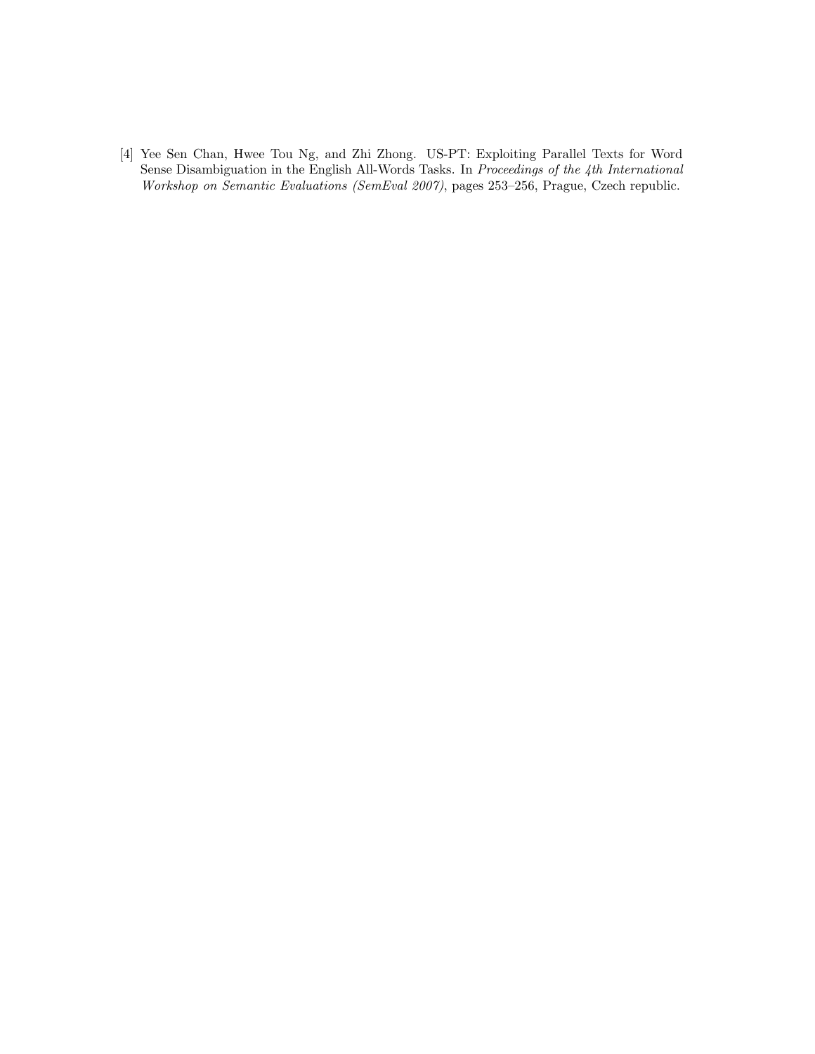[4] Yee Sen Chan, Hwee Tou Ng, and Zhi Zhong. US-PT: Exploiting Parallel Texts for Word Sense Disambiguation in the English All-Words Tasks. In *Proceedings of the 4th International Workshop on Semantic Evaluations (SemEval 2007)*, pages 253–256, Prague, Czech republic.